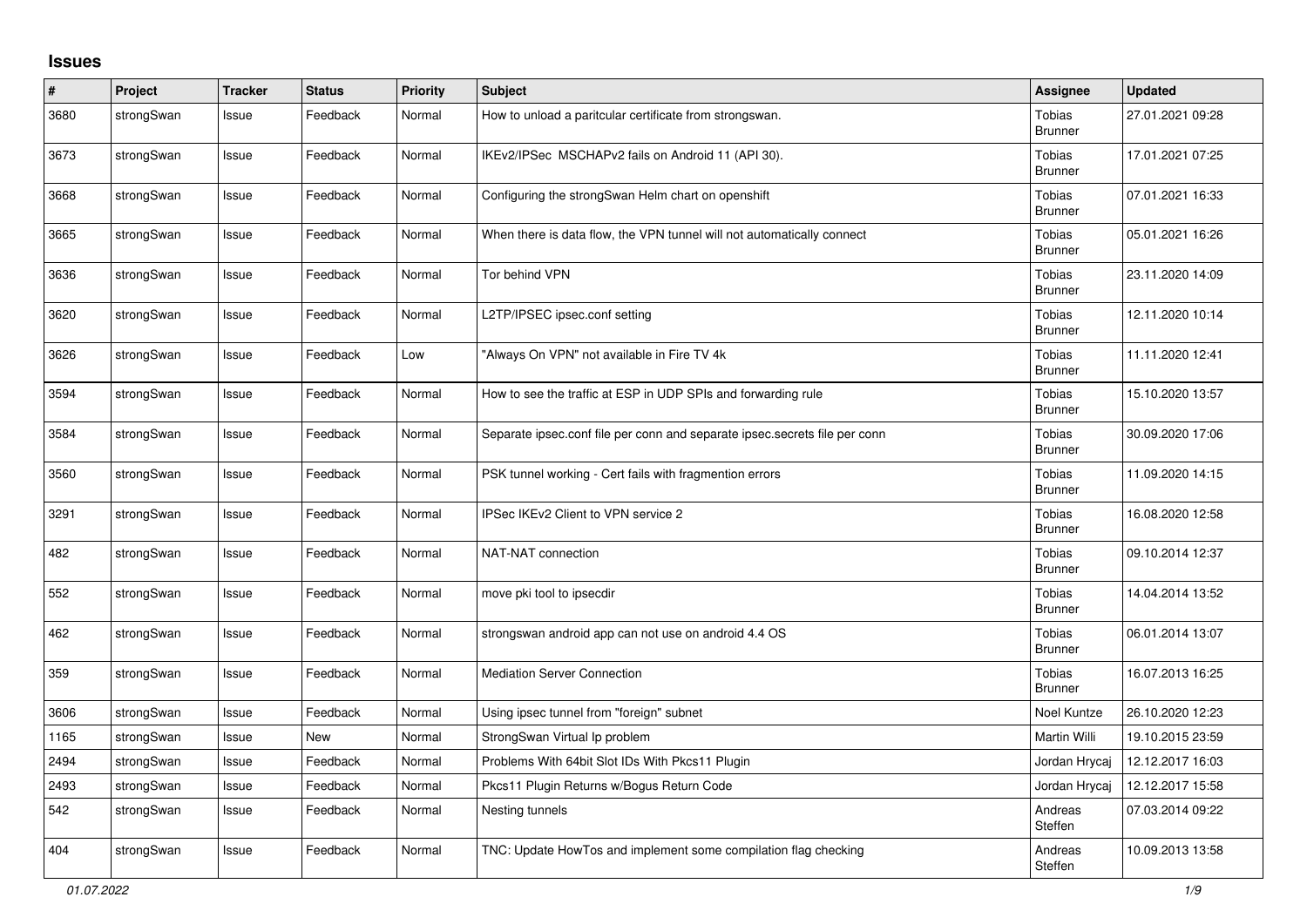## Issues

| # | Project | Tracker | Status | Priority | Subject | Assignee | Updated |
|---|---|---|---|---|---|---|---|
| 3680 | strongSwan | Issue | Feedback | Normal | How to unload a paritcular certificate from strongswan. | Tobias Brunner | 27.01.2021 09:28 |
| 3673 | strongSwan | Issue | Feedback | Normal | IKEv2/IPSec MSCHAPv2 fails on Android 11 (API 30). | Tobias Brunner | 17.01.2021 07:25 |
| 3668 | strongSwan | Issue | Feedback | Normal | Configuring the strongSwan Helm chart on openshift | Tobias Brunner | 07.01.2021 16:33 |
| 3665 | strongSwan | Issue | Feedback | Normal | When there is data flow, the VPN tunnel will not automatically connect | Tobias Brunner | 05.01.2021 16:26 |
| 3636 | strongSwan | Issue | Feedback | Normal | Tor behind VPN | Tobias Brunner | 23.11.2020 14:09 |
| 3620 | strongSwan | Issue | Feedback | Normal | L2TP/IPSEC ipsec.conf setting | Tobias Brunner | 12.11.2020 10:14 |
| 3626 | strongSwan | Issue | Feedback | Low | "Always On VPN" not available in Fire TV 4k | Tobias Brunner | 11.11.2020 12:41 |
| 3594 | strongSwan | Issue | Feedback | Normal | How to see the traffic at ESP in UDP SPIs and forwarding rule | Tobias Brunner | 15.10.2020 13:57 |
| 3584 | strongSwan | Issue | Feedback | Normal | Separate ipsec.conf file per conn and separate ipsec.secrets file per conn | Tobias Brunner | 30.09.2020 17:06 |
| 3560 | strongSwan | Issue | Feedback | Normal | PSK tunnel working - Cert fails with fragmention errors | Tobias Brunner | 11.09.2020 14:15 |
| 3291 | strongSwan | Issue | Feedback | Normal | IPSec IKEv2 Client to VPN service 2 | Tobias Brunner | 16.08.2020 12:58 |
| 482 | strongSwan | Issue | Feedback | Normal | NAT-NAT connection | Tobias Brunner | 09.10.2014 12:37 |
| 552 | strongSwan | Issue | Feedback | Normal | move pki tool to ipsecdir | Tobias Brunner | 14.04.2014 13:52 |
| 462 | strongSwan | Issue | Feedback | Normal | strongswan android app can not use on android 4.4 OS | Tobias Brunner | 06.01.2014 13:07 |
| 359 | strongSwan | Issue | Feedback | Normal | Mediation Server Connection | Tobias Brunner | 16.07.2013 16:25 |
| 3606 | strongSwan | Issue | Feedback | Normal | Using ipsec tunnel from "foreign" subnet | Noel Kuntze | 26.10.2020 12:23 |
| 1165 | strongSwan | Issue | New | Normal | StrongSwan Virtual Ip problem | Martin Willi | 19.10.2015 23:59 |
| 2494 | strongSwan | Issue | Feedback | Normal | Problems With 64bit Slot IDs With Pkcs11 Plugin | Jordan Hrycaj | 12.12.2017 16:03 |
| 2493 | strongSwan | Issue | Feedback | Normal | Pkcs11 Plugin Returns w/Bogus Return Code | Jordan Hrycaj | 12.12.2017 15:58 |
| 542 | strongSwan | Issue | Feedback | Normal | Nesting tunnels | Andreas Steffen | 07.03.2014 09:22 |
| 404 | strongSwan | Issue | Feedback | Normal | TNC: Update HowTos and implement some compilation flag checking | Andreas Steffen | 10.09.2013 13:58 |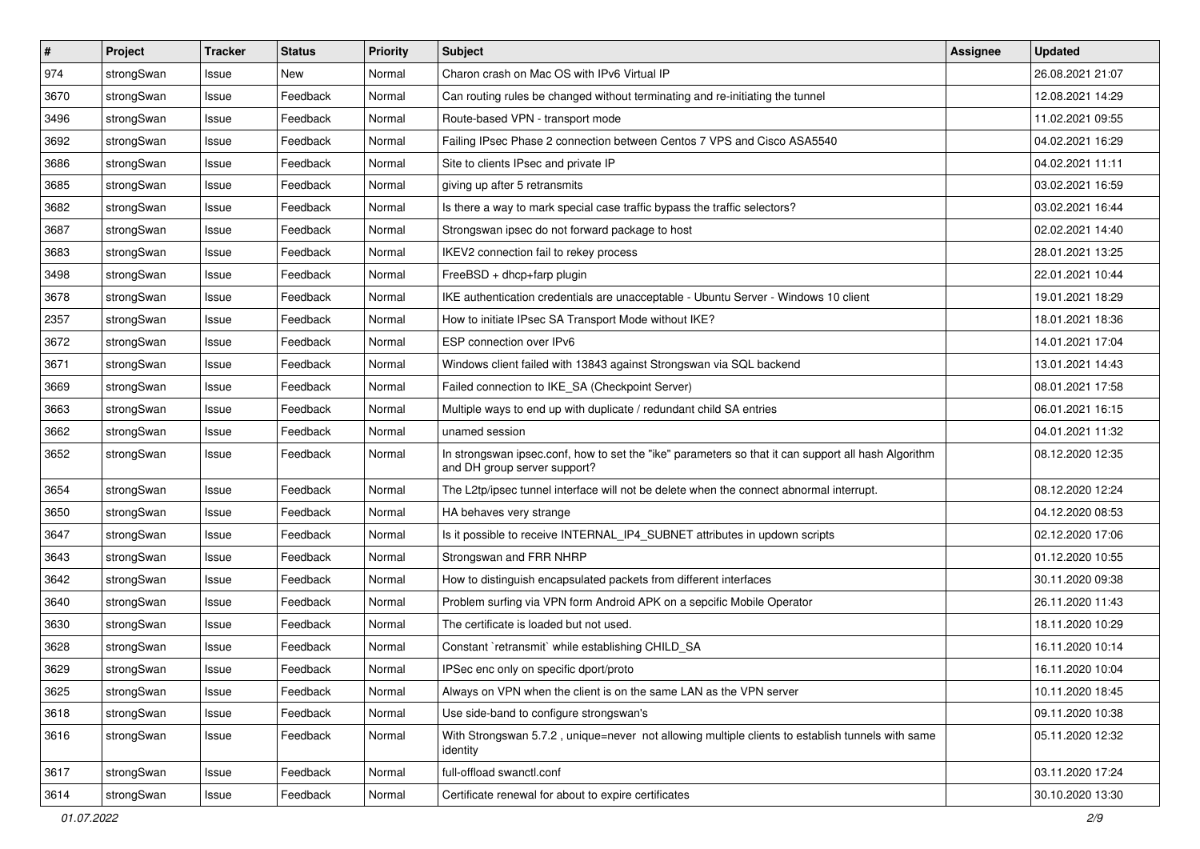| # | Project | Tracker | Status | Priority | Subject | Assignee | Updated |
|---|---|---|---|---|---|---|---|
| 974 | strongSwan | Issue | New | Normal | Charon crash on Mac OS with IPv6 Virtual IP | | 26.08.2021 21:07 |
| 3670 | strongSwan | Issue | Feedback | Normal | Can routing rules be changed without terminating and re-initiating the tunnel | | 12.08.2021 14:29 |
| 3496 | strongSwan | Issue | Feedback | Normal | Route-based VPN - transport mode | | 11.02.2021 09:55 |
| 3692 | strongSwan | Issue | Feedback | Normal | Failing IPsec Phase 2 connection between Centos 7 VPS and Cisco ASA5540 | | 04.02.2021 16:29 |
| 3686 | strongSwan | Issue | Feedback | Normal | Site to clients IPsec and private IP | | 04.02.2021 11:11 |
| 3685 | strongSwan | Issue | Feedback | Normal | giving up after 5 retransmits | | 03.02.2021 16:59 |
| 3682 | strongSwan | Issue | Feedback | Normal | Is there a way to mark special case traffic bypass the traffic selectors? | | 03.02.2021 16:44 |
| 3687 | strongSwan | Issue | Feedback | Normal | Strongswan ipsec do not forward package to host | | 02.02.2021 14:40 |
| 3683 | strongSwan | Issue | Feedback | Normal | IKEV2 connection fail to rekey process | | 28.01.2021 13:25 |
| 3498 | strongSwan | Issue | Feedback | Normal | FreeBSD + dhcp+farp plugin | | 22.01.2021 10:44 |
| 3678 | strongSwan | Issue | Feedback | Normal | IKE authentication credentials are unacceptable - Ubuntu Server - Windows 10 client | | 19.01.2021 18:29 |
| 2357 | strongSwan | Issue | Feedback | Normal | How to initiate IPsec SA Transport Mode without IKE? | | 18.01.2021 18:36 |
| 3672 | strongSwan | Issue | Feedback | Normal | ESP connection over IPv6 | | 14.01.2021 17:04 |
| 3671 | strongSwan | Issue | Feedback | Normal | Windows client failed with 13843 against Strongswan via SQL backend | | 13.01.2021 14:43 |
| 3669 | strongSwan | Issue | Feedback | Normal | Failed connection to IKE_SA (Checkpoint Server) | | 08.01.2021 17:58 |
| 3663 | strongSwan | Issue | Feedback | Normal | Multiple ways to end up with duplicate / redundant child SA entries | | 06.01.2021 16:15 |
| 3662 | strongSwan | Issue | Feedback | Normal | unamed session | | 04.01.2021 11:32 |
| 3652 | strongSwan | Issue | Feedback | Normal | In strongswan ipsec.conf, how to set the "ike" parameters so that it can support all hash Algorithm and DH group server support? | | 08.12.2020 12:35 |
| 3654 | strongSwan | Issue | Feedback | Normal | The L2tp/ipsec tunnel interface will not be delete when the connect abnormal interrupt. | | 08.12.2020 12:24 |
| 3650 | strongSwan | Issue | Feedback | Normal | HA behaves very strange | | 04.12.2020 08:53 |
| 3647 | strongSwan | Issue | Feedback | Normal | Is it possible to receive INTERNAL_IP4_SUBNET attributes in updown scripts | | 02.12.2020 17:06 |
| 3643 | strongSwan | Issue | Feedback | Normal | Strongswan and FRR NHRP | | 01.12.2020 10:55 |
| 3642 | strongSwan | Issue | Feedback | Normal | How to distinguish encapsulated packets from different interfaces | | 30.11.2020 09:38 |
| 3640 | strongSwan | Issue | Feedback | Normal | Problem surfing via VPN form Android APK on a sepcific Mobile Operator | | 26.11.2020 11:43 |
| 3630 | strongSwan | Issue | Feedback | Normal | The certificate is loaded but not used. | | 18.11.2020 10:29 |
| 3628 | strongSwan | Issue | Feedback | Normal | Constant `retransmit` while establishing CHILD_SA | | 16.11.2020 10:14 |
| 3629 | strongSwan | Issue | Feedback | Normal | IPSec enc only on specific dport/proto | | 16.11.2020 10:04 |
| 3625 | strongSwan | Issue | Feedback | Normal | Always on VPN when the client is on the same LAN as the VPN server | | 10.11.2020 18:45 |
| 3618 | strongSwan | Issue | Feedback | Normal | Use side-band to configure strongswan's | | 09.11.2020 10:38 |
| 3616 | strongSwan | Issue | Feedback | Normal | With Strongswan 5.7.2 , unique=never not allowing multiple clients to establish tunnels with same identity | | 05.11.2020 12:32 |
| 3617 | strongSwan | Issue | Feedback | Normal | full-offload swanctl.conf | | 03.11.2020 17:24 |
| 3614 | strongSwan | Issue | Feedback | Normal | Certificate renewal for about to expire certificates | | 30.10.2020 13:30 |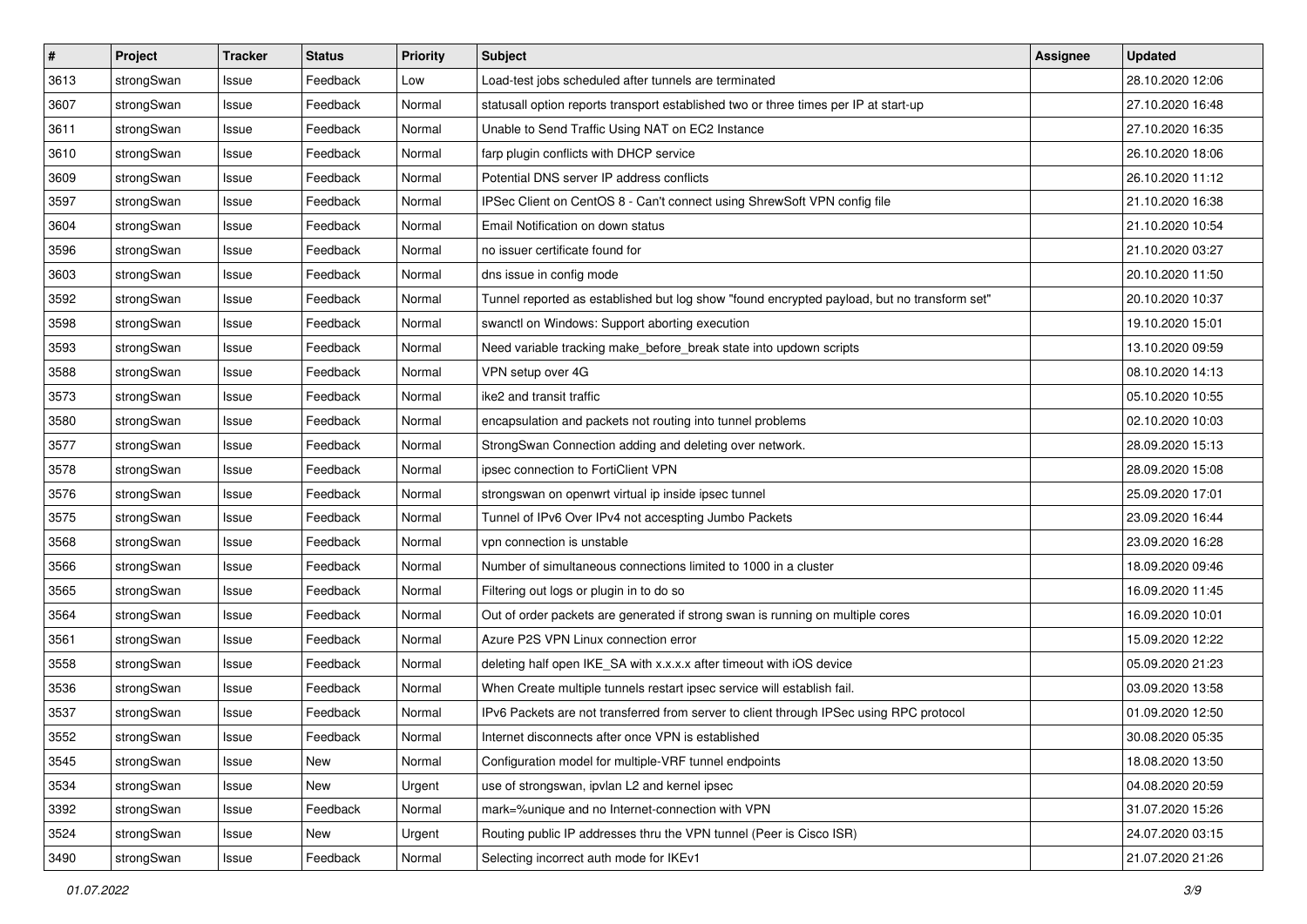| # | Project | Tracker | Status | Priority | Subject | Assignee | Updated |
|---|---|---|---|---|---|---|---|
| 3613 | strongSwan | Issue | Feedback | Low | Load-test jobs scheduled after tunnels are terminated | | 28.10.2020 12:06 |
| 3607 | strongSwan | Issue | Feedback | Normal | statusall option reports transport established two or three times per IP at start-up | | 27.10.2020 16:48 |
| 3611 | strongSwan | Issue | Feedback | Normal | Unable to Send Traffic Using NAT on EC2 Instance | | 27.10.2020 16:35 |
| 3610 | strongSwan | Issue | Feedback | Normal | farp plugin conflicts with DHCP service | | 26.10.2020 18:06 |
| 3609 | strongSwan | Issue | Feedback | Normal | Potential DNS server IP address conflicts | | 26.10.2020 11:12 |
| 3597 | strongSwan | Issue | Feedback | Normal | IPSec Client on CentOS 8 - Can't connect using ShrewSoft VPN config file | | 21.10.2020 16:38 |
| 3604 | strongSwan | Issue | Feedback | Normal | Email Notification on down status | | 21.10.2020 10:54 |
| 3596 | strongSwan | Issue | Feedback | Normal | no issuer certificate found for | | 21.10.2020 03:27 |
| 3603 | strongSwan | Issue | Feedback | Normal | dns issue in config mode | | 20.10.2020 11:50 |
| 3592 | strongSwan | Issue | Feedback | Normal | Tunnel reported as established but log show "found encrypted payload, but no transform set" | | 20.10.2020 10:37 |
| 3598 | strongSwan | Issue | Feedback | Normal | swanctl on Windows: Support aborting execution | | 19.10.2020 15:01 |
| 3593 | strongSwan | Issue | Feedback | Normal | Need variable tracking make_before_break state into updown scripts | | 13.10.2020 09:59 |
| 3588 | strongSwan | Issue | Feedback | Normal | VPN setup over 4G | | 08.10.2020 14:13 |
| 3573 | strongSwan | Issue | Feedback | Normal | ike2 and transit traffic | | 05.10.2020 10:55 |
| 3580 | strongSwan | Issue | Feedback | Normal | encapsulation and packets not routing into tunnel problems | | 02.10.2020 10:03 |
| 3577 | strongSwan | Issue | Feedback | Normal | StrongSwan Connection adding and deleting over network. | | 28.09.2020 15:13 |
| 3578 | strongSwan | Issue | Feedback | Normal | ipsec connection to FortiClient VPN | | 28.09.2020 15:08 |
| 3576 | strongSwan | Issue | Feedback | Normal | strongswan on openwrt virtual ip inside ipsec tunnel | | 25.09.2020 17:01 |
| 3575 | strongSwan | Issue | Feedback | Normal | Tunnel of IPv6 Over IPv4 not accespting Jumbo Packets | | 23.09.2020 16:44 |
| 3568 | strongSwan | Issue | Feedback | Normal | vpn connection is unstable | | 23.09.2020 16:28 |
| 3566 | strongSwan | Issue | Feedback | Normal | Number of simultaneous connections limited to 1000 in a cluster | | 18.09.2020 09:46 |
| 3565 | strongSwan | Issue | Feedback | Normal | Filtering out logs or plugin in to do so | | 16.09.2020 11:45 |
| 3564 | strongSwan | Issue | Feedback | Normal | Out of order packets are generated if strong swan is running on multiple cores | | 16.09.2020 10:01 |
| 3561 | strongSwan | Issue | Feedback | Normal | Azure P2S VPN Linux connection error | | 15.09.2020 12:22 |
| 3558 | strongSwan | Issue | Feedback | Normal | deleting half open IKE_SA with x.x.x.x after timeout with iOS device | | 05.09.2020 21:23 |
| 3536 | strongSwan | Issue | Feedback | Normal | When Create multiple tunnels restart ipsec service will establish fail. | | 03.09.2020 13:58 |
| 3537 | strongSwan | Issue | Feedback | Normal | IPv6 Packets are not transferred from server to client through IPSec using RPC protocol | | 01.09.2020 12:50 |
| 3552 | strongSwan | Issue | Feedback | Normal | Internet disconnects after once VPN is established | | 30.08.2020 05:35 |
| 3545 | strongSwan | Issue | New | Normal | Configuration model for multiple-VRF tunnel endpoints | | 18.08.2020 13:50 |
| 3534 | strongSwan | Issue | New | Urgent | use of strongswan, ipvlan L2 and kernel ipsec | | 04.08.2020 20:59 |
| 3392 | strongSwan | Issue | Feedback | Normal | mark=%unique and no Internet-connection with VPN | | 31.07.2020 15:26 |
| 3524 | strongSwan | Issue | New | Urgent | Routing public IP addresses thru the VPN tunnel (Peer is Cisco ISR) | | 24.07.2020 03:15 |
| 3490 | strongSwan | Issue | Feedback | Normal | Selecting incorrect auth mode for IKEv1 | | 21.07.2020 21:26 |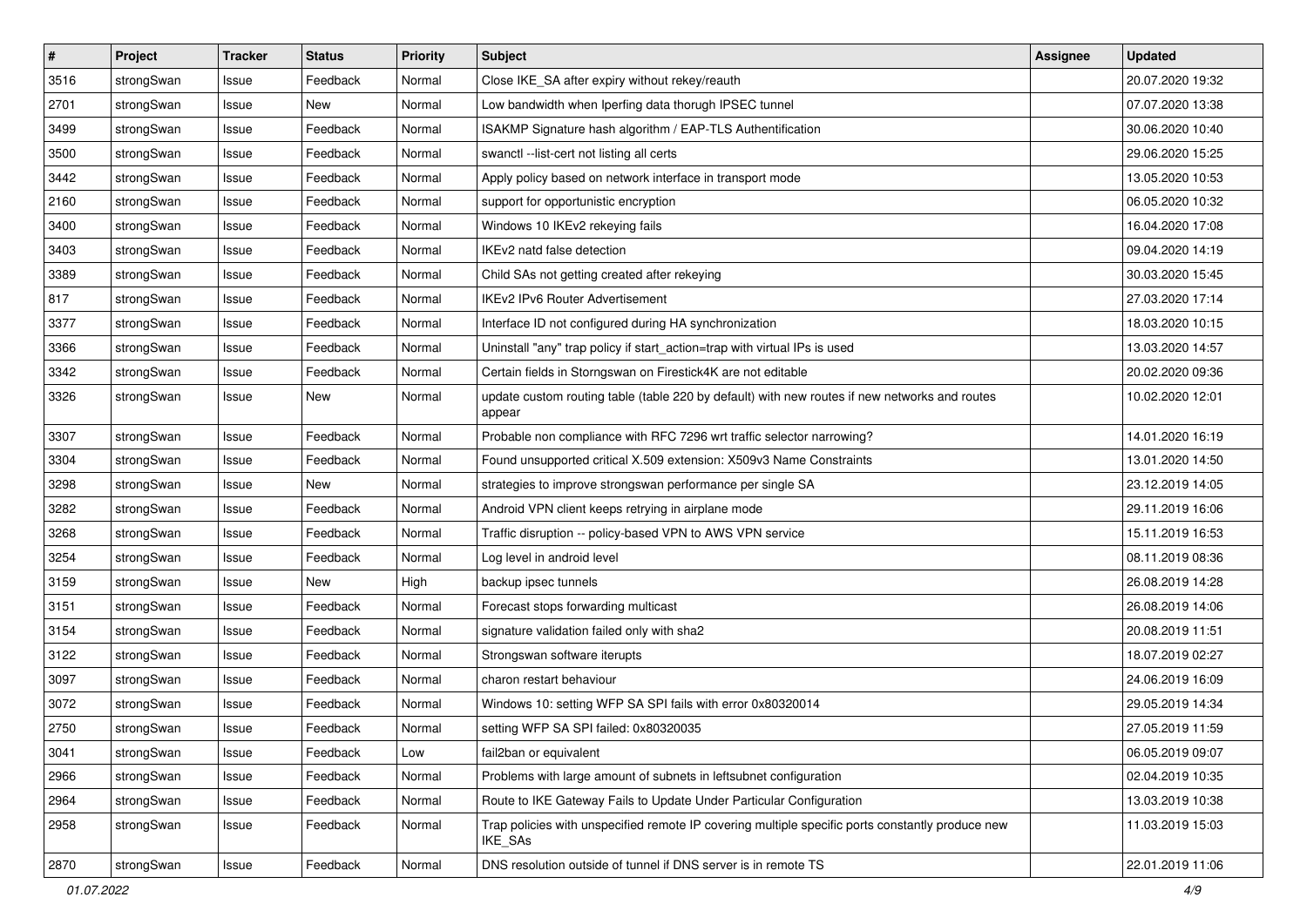| # | Project | Tracker | Status | Priority | Subject | Assignee | Updated |
|---|---|---|---|---|---|---|---|
| 3516 | strongSwan | Issue | Feedback | Normal | Close IKE_SA after expiry without rekey/reauth | | 20.07.2020 19:32 |
| 2701 | strongSwan | Issue | New | Normal | Low bandwidth when Iperfing data thorugh IPSEC tunnel | | 07.07.2020 13:38 |
| 3499 | strongSwan | Issue | Feedback | Normal | ISAKMP Signature hash algorithm / EAP-TLS Authentification | | 30.06.2020 10:40 |
| 3500 | strongSwan | Issue | Feedback | Normal | swanctl --list-cert not listing all certs | | 29.06.2020 15:25 |
| 3442 | strongSwan | Issue | Feedback | Normal | Apply policy based on network interface in transport mode | | 13.05.2020 10:53 |
| 2160 | strongSwan | Issue | Feedback | Normal | support for opportunistic encryption | | 06.05.2020 10:32 |
| 3400 | strongSwan | Issue | Feedback | Normal | Windows 10 IKEv2 rekeying fails | | 16.04.2020 17:08 |
| 3403 | strongSwan | Issue | Feedback | Normal | IKEv2 natd false detection | | 09.04.2020 14:19 |
| 3389 | strongSwan | Issue | Feedback | Normal | Child SAs not getting created after rekeying | | 30.03.2020 15:45 |
| 817 | strongSwan | Issue | Feedback | Normal | IKEv2 IPv6 Router Advertisement | | 27.03.2020 17:14 |
| 3377 | strongSwan | Issue | Feedback | Normal | Interface ID not configured during HA synchronization | | 18.03.2020 10:15 |
| 3366 | strongSwan | Issue | Feedback | Normal | Uninstall "any" trap policy if start_action=trap with virtual IPs is used | | 13.03.2020 14:57 |
| 3342 | strongSwan | Issue | Feedback | Normal | Certain fields in Storngswan on Firestick4K are not editable | | 20.02.2020 09:36 |
| 3326 | strongSwan | Issue | New | Normal | update custom routing table (table 220 by default) with new routes if new networks and routes appear | | 10.02.2020 12:01 |
| 3307 | strongSwan | Issue | Feedback | Normal | Probable non compliance with RFC 7296 wrt traffic selector narrowing? | | 14.01.2020 16:19 |
| 3304 | strongSwan | Issue | Feedback | Normal | Found unsupported critical X.509 extension: X509v3 Name Constraints | | 13.01.2020 14:50 |
| 3298 | strongSwan | Issue | New | Normal | strategies to improve strongswan performance per single SA | | 23.12.2019 14:05 |
| 3282 | strongSwan | Issue | Feedback | Normal | Android VPN client keeps retrying in airplane mode | | 29.11.2019 16:06 |
| 3268 | strongSwan | Issue | Feedback | Normal | Traffic disruption -- policy-based VPN to AWS VPN service | | 15.11.2019 16:53 |
| 3254 | strongSwan | Issue | Feedback | Normal | Log level in android level | | 08.11.2019 08:36 |
| 3159 | strongSwan | Issue | New | High | backup ipsec tunnels | | 26.08.2019 14:28 |
| 3151 | strongSwan | Issue | Feedback | Normal | Forecast stops forwarding multicast | | 26.08.2019 14:06 |
| 3154 | strongSwan | Issue | Feedback | Normal | signature validation failed only with sha2 | | 20.08.2019 11:51 |
| 3122 | strongSwan | Issue | Feedback | Normal | Strongswan software iterupts | | 18.07.2019 02:27 |
| 3097 | strongSwan | Issue | Feedback | Normal | charon restart behaviour | | 24.06.2019 16:09 |
| 3072 | strongSwan | Issue | Feedback | Normal | Windows 10: setting WFP SA SPI fails with error 0x80320014 | | 29.05.2019 14:34 |
| 2750 | strongSwan | Issue | Feedback | Normal | setting WFP SA SPI failed: 0x80320035 | | 27.05.2019 11:59 |
| 3041 | strongSwan | Issue | Feedback | Low | fail2ban or equivalent | | 06.05.2019 09:07 |
| 2966 | strongSwan | Issue | Feedback | Normal | Problems with large amount of subnets in leftsubnet configuration | | 02.04.2019 10:35 |
| 2964 | strongSwan | Issue | Feedback | Normal | Route to IKE Gateway Fails to Update Under Particular Configuration | | 13.03.2019 10:38 |
| 2958 | strongSwan | Issue | Feedback | Normal | Trap policies with unspecified remote IP covering multiple specific ports constantly produce new IKE_SAs | | 11.03.2019 15:03 |
| 2870 | strongSwan | Issue | Feedback | Normal | DNS resolution outside of tunnel if DNS server is in remote TS | | 22.01.2019 11:06 |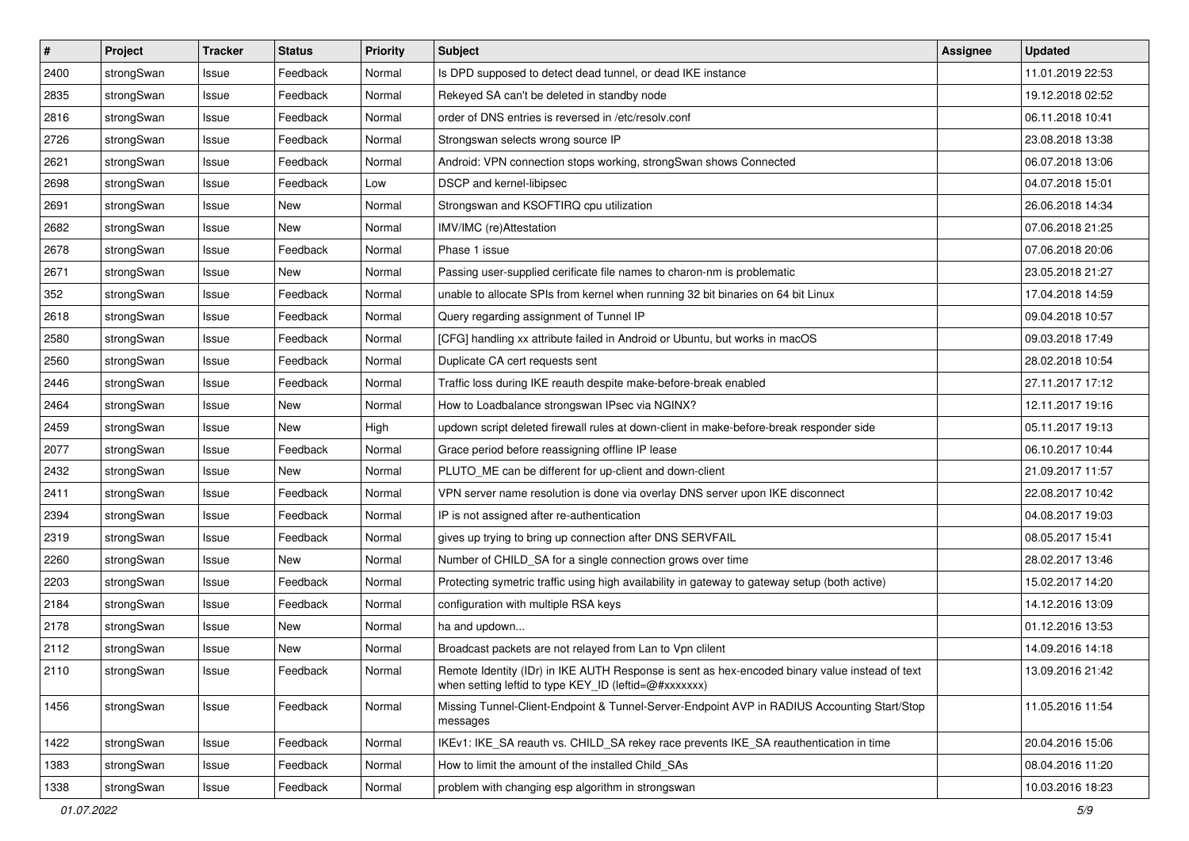| # | Project | Tracker | Status | Priority | Subject | Assignee | Updated |
|---|---|---|---|---|---|---|---|
| 2400 | strongSwan | Issue | Feedback | Normal | Is DPD supposed to detect dead tunnel, or dead IKE instance | | 11.01.2019 22:53 |
| 2835 | strongSwan | Issue | Feedback | Normal | Rekeyed SA can't be deleted in standby node | | 19.12.2018 02:52 |
| 2816 | strongSwan | Issue | Feedback | Normal | order of DNS entries is reversed in /etc/resolv.conf | | 06.11.2018 10:41 |
| 2726 | strongSwan | Issue | Feedback | Normal | Strongswan selects wrong source IP | | 23.08.2018 13:38 |
| 2621 | strongSwan | Issue | Feedback | Normal | Android: VPN connection stops working, strongSwan shows Connected | | 06.07.2018 13:06 |
| 2698 | strongSwan | Issue | Feedback | Low | DSCP and kernel-libipsec | | 04.07.2018 15:01 |
| 2691 | strongSwan | Issue | New | Normal | Strongswan and KSOFTIRQ cpu utilization | | 26.06.2018 14:34 |
| 2682 | strongSwan | Issue | New | Normal | IMV/IMC (re)Attestation | | 07.06.2018 21:25 |
| 2678 | strongSwan | Issue | Feedback | Normal | Phase 1 issue | | 07.06.2018 20:06 |
| 2671 | strongSwan | Issue | New | Normal | Passing user-supplied cerificate file names to charon-nm is problematic | | 23.05.2018 21:27 |
| 352 | strongSwan | Issue | Feedback | Normal | unable to allocate SPIs from kernel when running 32 bit binaries on 64 bit Linux | | 17.04.2018 14:59 |
| 2618 | strongSwan | Issue | Feedback | Normal | Query regarding assignment of Tunnel IP | | 09.04.2018 10:57 |
| 2580 | strongSwan | Issue | Feedback | Normal | [CFG] handling xx attribute failed in Android or Ubuntu, but works in macOS | | 09.03.2018 17:49 |
| 2560 | strongSwan | Issue | Feedback | Normal | Duplicate CA cert requests sent | | 28.02.2018 10:54 |
| 2446 | strongSwan | Issue | Feedback | Normal | Traffic loss during IKE reauth despite make-before-break enabled | | 27.11.2017 17:12 |
| 2464 | strongSwan | Issue | New | Normal | How to Loadbalance strongswan IPsec via NGINX? | | 12.11.2017 19:16 |
| 2459 | strongSwan | Issue | New | High | updown script deleted firewall rules at down-client in make-before-break responder side | | 05.11.2017 19:13 |
| 2077 | strongSwan | Issue | Feedback | Normal | Grace period before reassigning offline IP lease | | 06.10.2017 10:44 |
| 2432 | strongSwan | Issue | New | Normal | PLUTO_ME can be different for up-client and down-client | | 21.09.2017 11:57 |
| 2411 | strongSwan | Issue | Feedback | Normal | VPN server name resolution is done via overlay DNS server upon IKE disconnect | | 22.08.2017 10:42 |
| 2394 | strongSwan | Issue | Feedback | Normal | IP is not assigned after re-authentication | | 04.08.2017 19:03 |
| 2319 | strongSwan | Issue | Feedback | Normal | gives up trying to bring up connection after DNS SERVFAIL | | 08.05.2017 15:41 |
| 2260 | strongSwan | Issue | New | Normal | Number of CHILD_SA for a single connection grows over time | | 28.02.2017 13:46 |
| 2203 | strongSwan | Issue | Feedback | Normal | Protecting symetric traffic using high availability in gateway to gateway setup (both active) | | 15.02.2017 14:20 |
| 2184 | strongSwan | Issue | Feedback | Normal | configuration with multiple RSA keys | | 14.12.2016 13:09 |
| 2178 | strongSwan | Issue | New | Normal | ha and updown... | | 01.12.2016 13:53 |
| 2112 | strongSwan | Issue | New | Normal | Broadcast packets are not relayed from Lan to Vpn clilent | | 14.09.2016 14:18 |
| 2110 | strongSwan | Issue | Feedback | Normal | Remote Identity (IDr) in IKE AUTH Response is sent as hex-encoded binary value instead of text when setting leftid to type KEY_ID (leftid=@#xxxxxxx) | | 13.09.2016 21:42 |
| 1456 | strongSwan | Issue | Feedback | Normal | Missing Tunnel-Client-Endpoint & Tunnel-Server-Endpoint AVP in RADIUS Accounting Start/Stop messages | | 11.05.2016 11:54 |
| 1422 | strongSwan | Issue | Feedback | Normal | IKEv1: IKE_SA reauth vs. CHILD_SA rekey race prevents IKE_SA reauthentication in time | | 20.04.2016 15:06 |
| 1383 | strongSwan | Issue | Feedback | Normal | How to limit the amount of the installed Child_SAs | | 08.04.2016 11:20 |
| 1338 | strongSwan | Issue | Feedback | Normal | problem with changing esp algorithm in strongswan | | 10.03.2016 18:23 |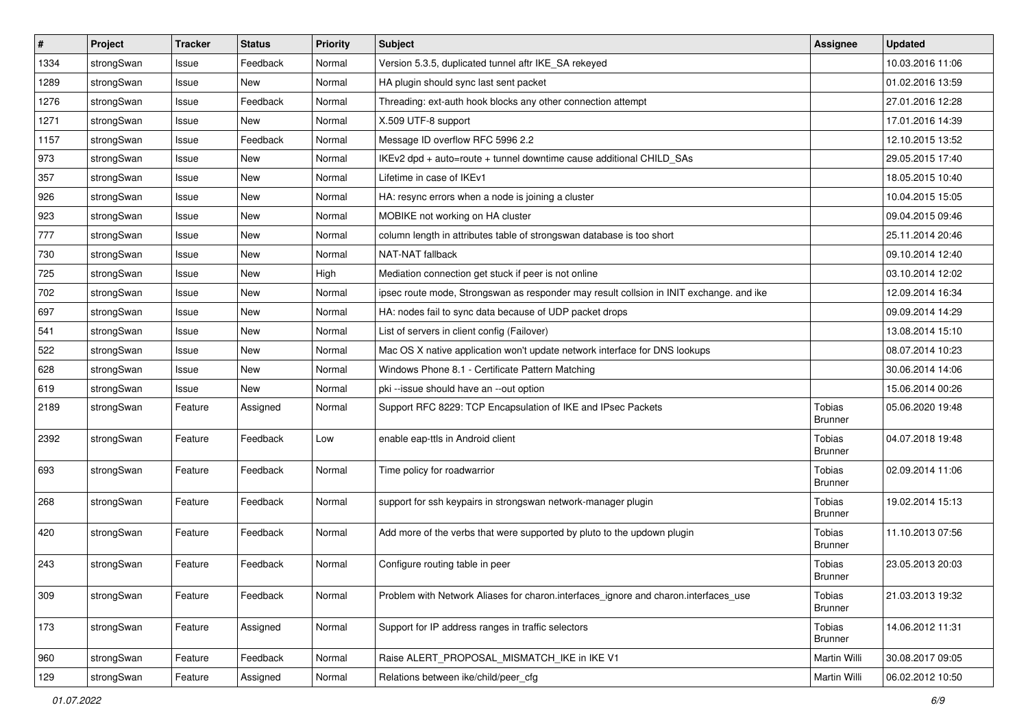| # | Project | Tracker | Status | Priority | Subject | Assignee | Updated |
|---|---|---|---|---|---|---|---|
| 1334 | strongSwan | Issue | Feedback | Normal | Version 5.3.5, duplicated tunnel aftr IKE_SA rekeyed | | 10.03.2016 11:06 |
| 1289 | strongSwan | Issue | New | Normal | HA plugin should sync last sent packet | | 01.02.2016 13:59 |
| 1276 | strongSwan | Issue | Feedback | Normal | Threading: ext-auth hook blocks any other connection attempt | | 27.01.2016 12:28 |
| 1271 | strongSwan | Issue | New | Normal | X.509 UTF-8 support | | 17.01.2016 14:39 |
| 1157 | strongSwan | Issue | Feedback | Normal | Message ID overflow RFC 5996 2.2 | | 12.10.2015 13:52 |
| 973 | strongSwan | Issue | New | Normal | IKEv2 dpd + auto=route + tunnel downtime cause additional CHILD_SAs | | 29.05.2015 17:40 |
| 357 | strongSwan | Issue | New | Normal | Lifetime in case of IKEv1 | | 18.05.2015 10:40 |
| 926 | strongSwan | Issue | New | Normal | HA: resync errors when a node is joining a cluster | | 10.04.2015 15:05 |
| 923 | strongSwan | Issue | New | Normal | MOBIKE not working on HA cluster | | 09.04.2015 09:46 |
| 777 | strongSwan | Issue | New | Normal | column length in attributes table of strongswan database is too short | | 25.11.2014 20:46 |
| 730 | strongSwan | Issue | New | Normal | NAT-NAT fallback | | 09.10.2014 12:40 |
| 725 | strongSwan | Issue | New | High | Mediation connection get stuck if peer is not online | | 03.10.2014 12:02 |
| 702 | strongSwan | Issue | New | Normal | ipsec route mode, Strongswan as responder may result collsion in INIT exchange. and ike | | 12.09.2014 16:34 |
| 697 | strongSwan | Issue | New | Normal | HA: nodes fail to sync data because of UDP packet drops | | 09.09.2014 14:29 |
| 541 | strongSwan | Issue | New | Normal | List of servers in client config (Failover) | | 13.08.2014 15:10 |
| 522 | strongSwan | Issue | New | Normal | Mac OS X native application won't update network interface for DNS lookups | | 08.07.2014 10:23 |
| 628 | strongSwan | Issue | New | Normal | Windows Phone 8.1 - Certificate Pattern Matching | | 30.06.2014 14:06 |
| 619 | strongSwan | Issue | New | Normal | pki --issue should have an --out option | | 15.06.2014 00:26 |
| 2189 | strongSwan | Feature | Assigned | Normal | Support RFC 8229: TCP Encapsulation of IKE and IPsec Packets | Tobias Brunner | 05.06.2020 19:48 |
| 2392 | strongSwan | Feature | Feedback | Low | enable eap-ttls in Android client | Tobias Brunner | 04.07.2018 19:48 |
| 693 | strongSwan | Feature | Feedback | Normal | Time policy for roadwarrior | Tobias Brunner | 02.09.2014 11:06 |
| 268 | strongSwan | Feature | Feedback | Normal | support for ssh keypairs in strongswan network-manager plugin | Tobias Brunner | 19.02.2014 15:13 |
| 420 | strongSwan | Feature | Feedback | Normal | Add more of the verbs that were supported by pluto to the updown plugin | Tobias Brunner | 11.10.2013 07:56 |
| 243 | strongSwan | Feature | Feedback | Normal | Configure routing table in peer | Tobias Brunner | 23.05.2013 20:03 |
| 309 | strongSwan | Feature | Feedback | Normal | Problem with Network Aliases for charon.interfaces_ignore and charon.interfaces_use | Tobias Brunner | 21.03.2013 19:32 |
| 173 | strongSwan | Feature | Assigned | Normal | Support for IP address ranges in traffic selectors | Tobias Brunner | 14.06.2012 11:31 |
| 960 | strongSwan | Feature | Feedback | Normal | Raise ALERT_PROPOSAL_MISMATCH_IKE in IKE V1 | Martin Willi | 30.08.2017 09:05 |
| 129 | strongSwan | Feature | Assigned | Normal | Relations between ike/child/peer_cfg | Martin Willi | 06.02.2012 10:50 |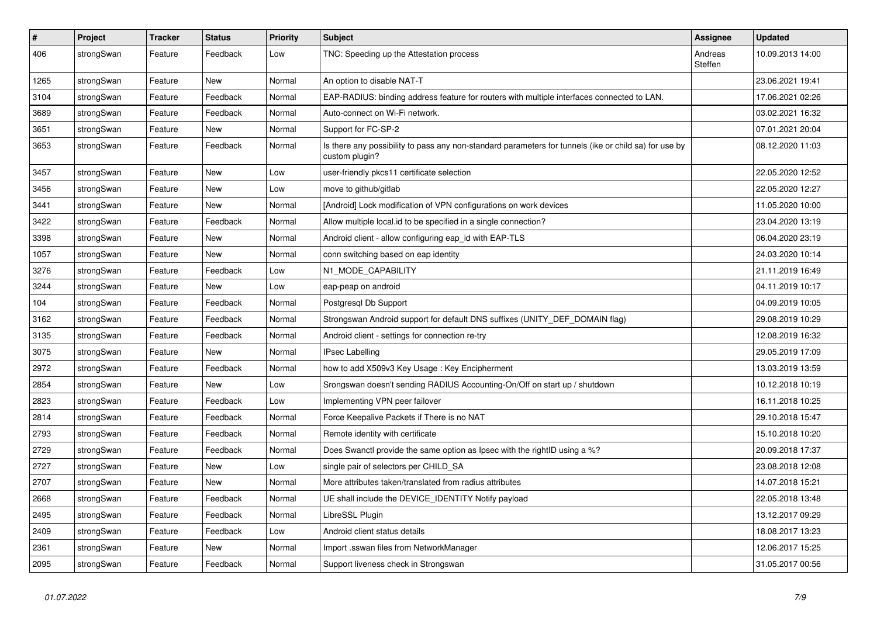| # | Project | Tracker | Status | Priority | Subject | Assignee | Updated |
|---|---|---|---|---|---|---|---|
| 406 | strongSwan | Feature | Feedback | Low | TNC: Speeding up the Attestation process | Andreas Steffen | 10.09.2013 14:00 |
| 1265 | strongSwan | Feature | New | Normal | An option to disable NAT-T | | 23.06.2021 19:41 |
| 3104 | strongSwan | Feature | Feedback | Normal | EAP-RADIUS: binding address feature for routers with multiple interfaces connected to LAN. | | 17.06.2021 02:26 |
| 3689 | strongSwan | Feature | Feedback | Normal | Auto-connect on Wi-Fi network. | | 03.02.2021 16:32 |
| 3651 | strongSwan | Feature | New | Normal | Support for FC-SP-2 | | 07.01.2021 20:04 |
| 3653 | strongSwan | Feature | Feedback | Normal | Is there any possibility to pass any non-standard parameters for tunnels (ike or child sa) for use by custom plugin? | | 08.12.2020 11:03 |
| 3457 | strongSwan | Feature | New | Low | user-friendly pkcs11 certificate selection | | 22.05.2020 12:52 |
| 3456 | strongSwan | Feature | New | Low | move to github/gitlab | | 22.05.2020 12:27 |
| 3441 | strongSwan | Feature | New | Normal | [Android] Lock modification of VPN configurations on work devices | | 11.05.2020 10:00 |
| 3422 | strongSwan | Feature | Feedback | Normal | Allow multiple local.id to be specified in a single connection? | | 23.04.2020 13:19 |
| 3398 | strongSwan | Feature | New | Normal | Android client - allow configuring eap_id with EAP-TLS | | 06.04.2020 23:19 |
| 1057 | strongSwan | Feature | New | Normal | conn switching based on eap identity | | 24.03.2020 10:14 |
| 3276 | strongSwan | Feature | Feedback | Low | N1_MODE_CAPABILITY | | 21.11.2019 16:49 |
| 3244 | strongSwan | Feature | New | Low | eap-peap on android | | 04.11.2019 10:17 |
| 104 | strongSwan | Feature | Feedback | Normal | Postgresql Db Support | | 04.09.2019 10:05 |
| 3162 | strongSwan | Feature | Feedback | Normal | Strongswan Android support for default DNS suffixes (UNITY_DEF_DOMAIN flag) | | 29.08.2019 10:29 |
| 3135 | strongSwan | Feature | Feedback | Normal | Android client - settings for connection re-try | | 12.08.2019 16:32 |
| 3075 | strongSwan | Feature | New | Normal | IPsec Labelling | | 29.05.2019 17:09 |
| 2972 | strongSwan | Feature | Feedback | Normal | how to add X509v3 Key Usage : Key Encipherment | | 13.03.2019 13:59 |
| 2854 | strongSwan | Feature | New | Low | Srongswan doesn't sending RADIUS Accounting-On/Off on start up / shutdown | | 10.12.2018 10:19 |
| 2823 | strongSwan | Feature | Feedback | Low | Implementing VPN peer failover | | 16.11.2018 10:25 |
| 2814 | strongSwan | Feature | Feedback | Normal | Force Keepalive Packets if There is no NAT | | 29.10.2018 15:47 |
| 2793 | strongSwan | Feature | Feedback | Normal | Remote identity with certificate | | 15.10.2018 10:20 |
| 2729 | strongSwan | Feature | Feedback | Normal | Does Swanctl provide the same option as Ipsec with the rightID using a %? | | 20.09.2018 17:37 |
| 2727 | strongSwan | Feature | New | Low | single pair of selectors per CHILD_SA | | 23.08.2018 12:08 |
| 2707 | strongSwan | Feature | New | Normal | More attributes taken/translated from radius attributes | | 14.07.2018 15:21 |
| 2668 | strongSwan | Feature | Feedback | Normal | UE shall include the DEVICE_IDENTITY Notify payload | | 22.05.2018 13:48 |
| 2495 | strongSwan | Feature | Feedback | Normal | LibreSSL Plugin | | 13.12.2017 09:29 |
| 2409 | strongSwan | Feature | Feedback | Low | Android client status details | | 18.08.2017 13:23 |
| 2361 | strongSwan | Feature | New | Normal | Import .sswan files from NetworkManager | | 12.06.2017 15:25 |
| 2095 | strongSwan | Feature | Feedback | Normal | Support liveness check in Strongswan | | 31.05.2017 00:56 |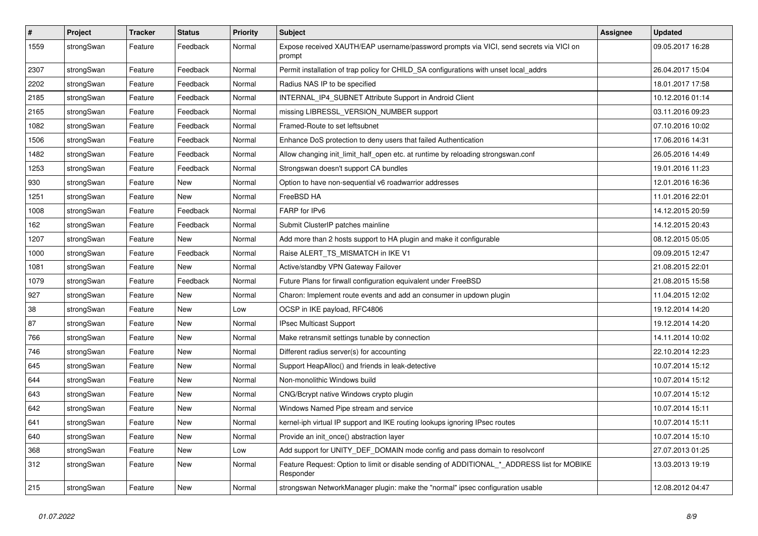| # | Project | Tracker | Status | Priority | Subject | Assignee | Updated |
|---|---|---|---|---|---|---|---|
| 1559 | strongSwan | Feature | Feedback | Normal | Expose received XAUTH/EAP username/password prompts via VICI, send secrets via VICI on prompt | | 09.05.2017 16:28 |
| 2307 | strongSwan | Feature | Feedback | Normal | Permit installation of trap policy for CHILD_SA configurations with unset local_addrs | | 26.04.2017 15:04 |
| 2202 | strongSwan | Feature | Feedback | Normal | Radius NAS IP to be specified | | 18.01.2017 17:58 |
| 2185 | strongSwan | Feature | Feedback | Normal | INTERNAL_IP4_SUBNET Attribute Support in Android Client | | 10.12.2016 01:14 |
| 2165 | strongSwan | Feature | Feedback | Normal | missing LIBRESSL_VERSION_NUMBER support | | 03.11.2016 09:23 |
| 1082 | strongSwan | Feature | Feedback | Normal | Framed-Route to set leftsubnet | | 07.10.2016 10:02 |
| 1506 | strongSwan | Feature | Feedback | Normal | Enhance DoS protection to deny users that failed Authentication | | 17.06.2016 14:31 |
| 1482 | strongSwan | Feature | Feedback | Normal | Allow changing init_limit_half_open etc. at runtime by reloading strongswan.conf | | 26.05.2016 14:49 |
| 1253 | strongSwan | Feature | Feedback | Normal | Strongswan doesn't support CA bundles | | 19.01.2016 11:23 |
| 930 | strongSwan | Feature | New | Normal | Option to have non-sequential v6 roadwarrior addresses | | 12.01.2016 16:36 |
| 1251 | strongSwan | Feature | New | Normal | FreeBSD HA | | 11.01.2016 22:01 |
| 1008 | strongSwan | Feature | Feedback | Normal | FARP for IPv6 | | 14.12.2015 20:59 |
| 162 | strongSwan | Feature | Feedback | Normal | Submit ClusterIP patches mainline | | 14.12.2015 20:43 |
| 1207 | strongSwan | Feature | New | Normal | Add more than 2 hosts support to HA plugin and make it configurable | | 08.12.2015 05:05 |
| 1000 | strongSwan | Feature | Feedback | Normal | Raise ALERT_TS_MISMATCH in IKE V1 | | 09.09.2015 12:47 |
| 1081 | strongSwan | Feature | New | Normal | Active/standby VPN Gateway Failover | | 21.08.2015 22:01 |
| 1079 | strongSwan | Feature | Feedback | Normal | Future Plans for firwall configuration equivalent under FreeBSD | | 21.08.2015 15:58 |
| 927 | strongSwan | Feature | New | Normal | Charon: Implement route events and add an consumer in updown plugin | | 11.04.2015 12:02 |
| 38 | strongSwan | Feature | New | Low | OCSP in IKE payload, RFC4806 | | 19.12.2014 14:20 |
| 87 | strongSwan | Feature | New | Normal | IPsec Multicast Support | | 19.12.2014 14:20 |
| 766 | strongSwan | Feature | New | Normal | Make retransmit settings tunable by connection | | 14.11.2014 10:02 |
| 746 | strongSwan | Feature | New | Normal | Different radius server(s) for accounting | | 22.10.2014 12:23 |
| 645 | strongSwan | Feature | New | Normal | Support HeapAlloc() and friends in leak-detective | | 10.07.2014 15:12 |
| 644 | strongSwan | Feature | New | Normal | Non-monolithic Windows build | | 10.07.2014 15:12 |
| 643 | strongSwan | Feature | New | Normal | CNG/Bcrypt native Windows crypto plugin | | 10.07.2014 15:12 |
| 642 | strongSwan | Feature | New | Normal | Windows Named Pipe stream and service | | 10.07.2014 15:11 |
| 641 | strongSwan | Feature | New | Normal | kernel-iph virtual IP support and IKE routing lookups ignoring IPsec routes | | 10.07.2014 15:11 |
| 640 | strongSwan | Feature | New | Normal | Provide an init_once() abstraction layer | | 10.07.2014 15:10 |
| 368 | strongSwan | Feature | New | Low | Add support for UNITY_DEF_DOMAIN mode config and pass domain to resolvconf | | 27.07.2013 01:25 |
| 312 | strongSwan | Feature | New | Normal | Feature Request: Option to limit or disable sending of ADDITIONAL_*_ADDRESS list for MOBIKE Responder | | 13.03.2013 19:19 |
| 215 | strongSwan | Feature | New | Normal | strongswan NetworkManager plugin: make the "normal" ipsec configuration usable | | 12.08.2012 04:47 |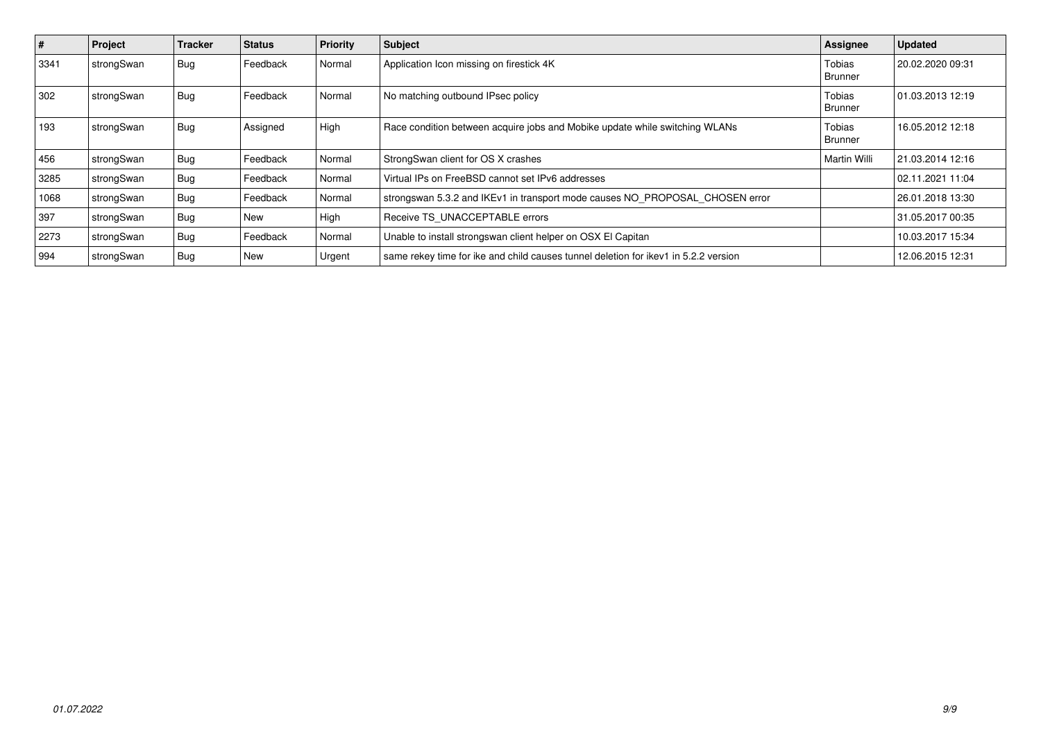| # | Project | Tracker | Status | Priority | Subject | Assignee | Updated |
|---|---|---|---|---|---|---|---|
| 3341 | strongSwan | Bug | Feedback | Normal | Application Icon missing on firestick 4K | Tobias Brunner | 20.02.2020 09:31 |
| 302 | strongSwan | Bug | Feedback | Normal | No matching outbound IPsec policy | Tobias Brunner | 01.03.2013 12:19 |
| 193 | strongSwan | Bug | Assigned | High | Race condition between acquire jobs and Mobike update while switching WLANs | Tobias Brunner | 16.05.2012 12:18 |
| 456 | strongSwan | Bug | Feedback | Normal | StrongSwan client for OS X crashes | Martin Willi | 21.03.2014 12:16 |
| 3285 | strongSwan | Bug | Feedback | Normal | Virtual IPs on FreeBSD cannot set IPv6 addresses | | 02.11.2021 11:04 |
| 1068 | strongSwan | Bug | Feedback | Normal | strongswan 5.3.2 and IKEv1 in transport mode causes NO_PROPOSAL_CHOSEN error | | 26.01.2018 13:30 |
| 397 | strongSwan | Bug | New | High | Receive TS_UNACCEPTABLE errors | | 31.05.2017 00:35 |
| 2273 | strongSwan | Bug | Feedback | Normal | Unable to install strongswan client helper on OSX El Capitan | | 10.03.2017 15:34 |
| 994 | strongSwan | Bug | New | Urgent | same rekey time for ike and child causes tunnel deletion for ikev1 in 5.2.2 version | | 12.06.2015 12:31 |

*01.07.2022*